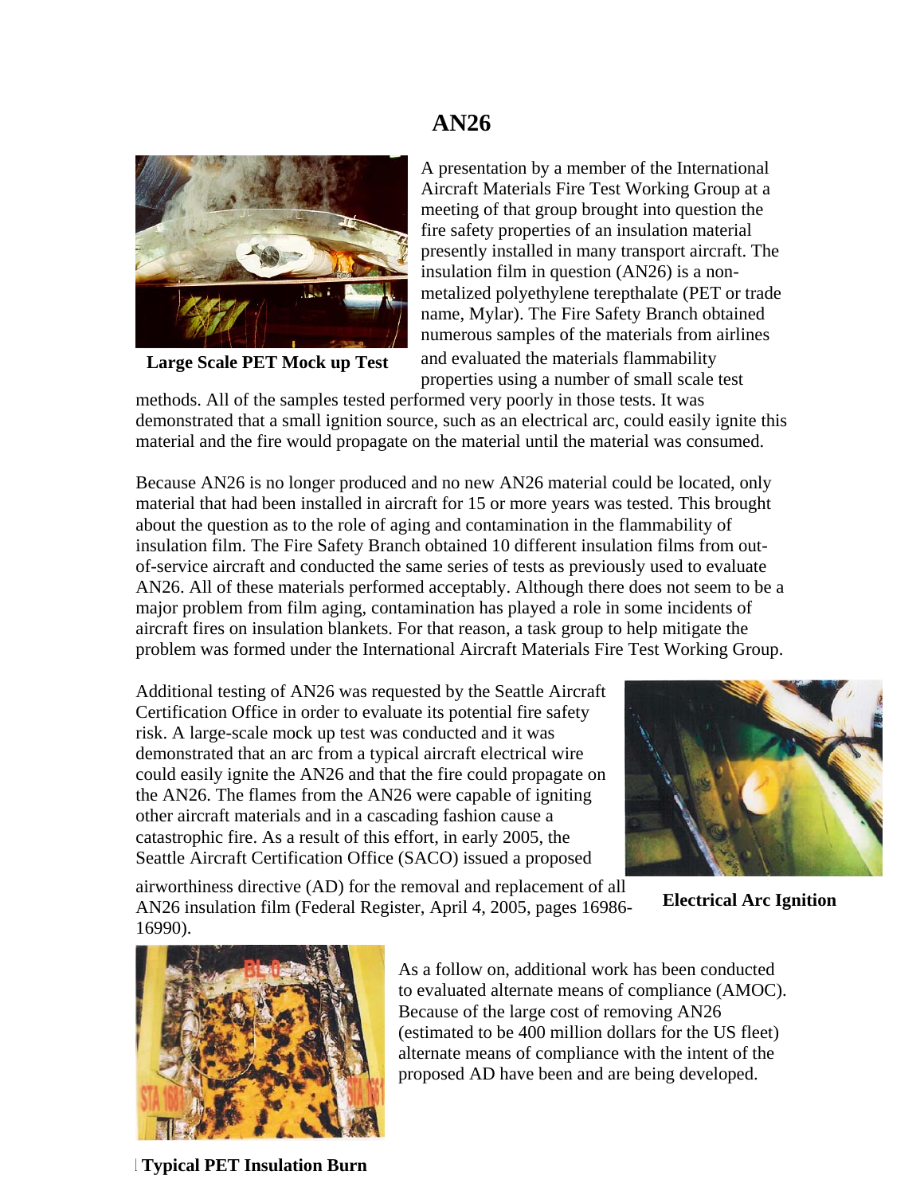# AN26

Large Scale PET Mock up Test

A presentation by a member of the International Aircraft Materials Fire Test Working Group at a meeting of that group brought into question the fire safety properties of an insulation material presently installed in many transport aircraft. The insulation film in question (AN26) is a non-metalized polyethylene terepthalate (PET or trade name, Mylar). The Fire Safety Branch obtained numerous samples of the materials from airlines and evaluated the materials flammability properties using a number of small scale test methods. All of the samples tested performed very poorly in those tests. It was demonstrated that a small ignition source, such as an electrical arc, could easily ignite this material and the fire would propagate on the material until the material was consumed.

Because AN26 is no longer produced and no new AN26 material could be located, only material that had been installed in aircraft for 15 or more years was tested. This brought about the question as to the role of aging and contamination in the flammability of insulation film. The Fire Safety Branch obtained 10 different insulation films from out-of-service aircraft and conducted the same series of tests as previously used to evaluate AN26. All of these materials performed acceptably. Although there does not seem to be a major problem from film aging, contamination has played a role in some incidents of aircraft fires on insulation blankets. For that reason, a task group to help mitigate the problem was formed under the International Aircraft Materials Fire Test Working Group.

Additional testing of AN26 was requested by the Seattle Aircraft Certification Office in order to evaluate its potential fire safety risk. A large-scale mock up test was conducted and it was demonstrated that an arc from a typical aircraft electrical wire could easily ignite the AN26 and that the fire could propagate on the AN26. The flames from the AN26 were capable of igniting other aircraft materials and in a cascading fashion cause a catastrophic fire. As a result of this effort, in early 2005, the Seattle Aircraft Certification Office (SACO) issued a proposed airworthiness directive (AD) for the removal and replacement of all AN26 insulation film (Federal Register, April 4, 2005, pages 16986-16990).

Electrical Arc Ignition

As a follow on, additional work has been conducted to evaluated alternate means of compliance (AMOC). Because of the large cost of removing AN26 (estimated to be 400 million dollars for the US fleet) alternate means of compliance with the intent of the proposed AD have been and are being developed.

Typical PET Insulation Burn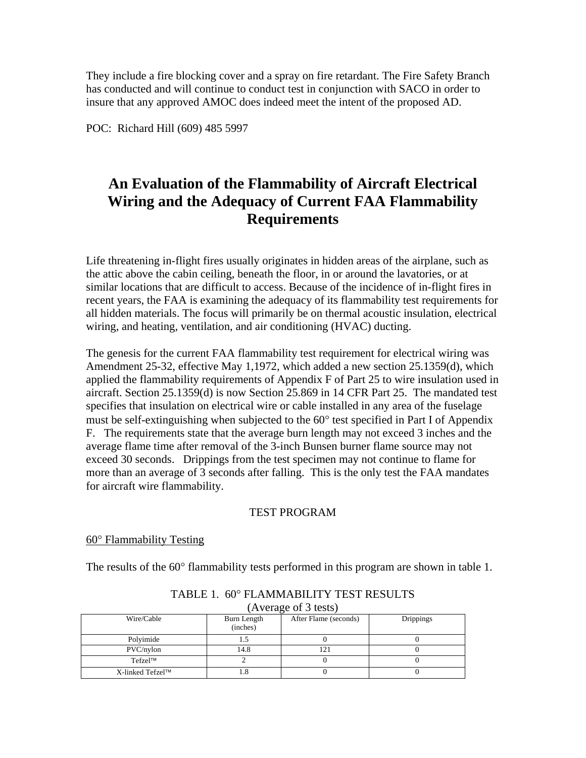They include a fire blocking cover and a spray on fire retardant. The Fire Safety Branch has conducted and will continue to conduct test in conjunction with SACO in order to insure that any approved AMOC does indeed meet the intent of the proposed AD.

POC: Richard Hill (609) 485 5997

# An Evaluation of the Flammability of Aircraft Electrical Wiring and the Adequacy of Current FAA Flammability Requirements

Life threatening in-flight fires usually originates in hidden areas of the airplane, such as the attic above the cabin ceiling, beneath the floor, in or around the lavatories, or at similar locations that are difficult to access. Because of the incidence of in-flight fires in recent years, the FAA is examining the adequacy of its flammability test requirements for all hidden materials. The focus will primarily be on thermal acoustic insulation, electrical wiring, and heating, ventilation, and air conditioning (HVAC) ducting.

The genesis for the current FAA flammability test requirement for electrical wiring was Amendment 25-32, effective May 1,1972, which added a new section 25.1359(d), which applied the flammability requirements of Appendix F of Part 25 to wire insulation used in aircraft. Section 25.1359(d) is now Section 25.869 in 14 CFR Part 25. The mandated test specifies that insulation on electrical wire or cable installed in any area of the fuselage must be self-extinguishing when subjected to the 60° test specified in Part I of Appendix F. The requirements state that the average burn length may not exceed 3 inches and the average flame time after removal of the 3-inch Bunsen burner flame source may not exceed 30 seconds. Drippings from the test specimen may not continue to flame for more than an average of 3 seconds after falling. This is the only test the FAA mandates for aircraft wire flammability.

## TEST PROGRAM

### 60° Flammability Testing

The results of the 60° flammability tests performed in this program are shown in table 1.

TABLE 1. 60° FLAMMABILITY TEST RESULTS
(Average of 3 tests)

| Wire/Cable | Burn Length (inches) | After Flame (seconds) | Drippings |
|---|---|---|---|
| Polyimide | 1.5 | 0 | 0 |
| PVC/nylon | 14.8 | 121 | 0 |
| Tefzel™ | 2 | 0 | 0 |
| X-linked Tefzel™ | 1.8 | 0 | 0 |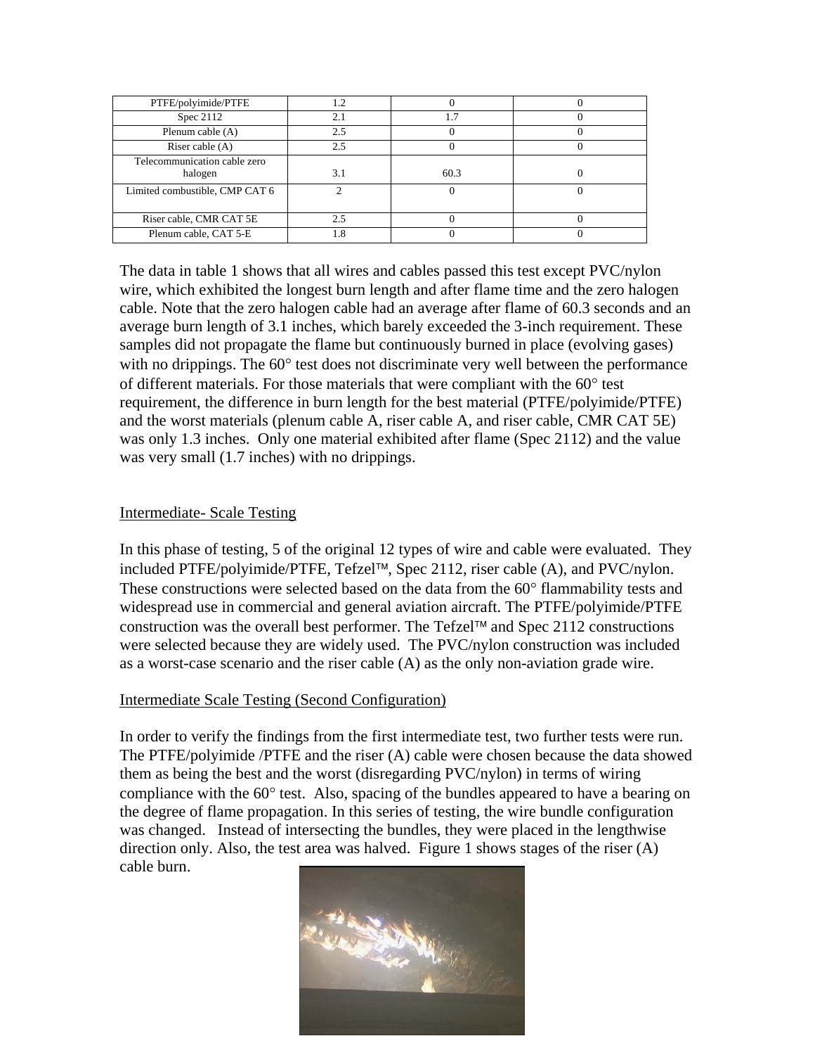| PTFE/polyimide/PTFE | 1.2 | 0 | 0 |
|---|---|---|---|
| Spec 2112 | 2.1 | 1.7 | 0 |
| Plenum cable (A) | 2.5 | 0 | 0 |
| Riser cable (A) | 2.5 | 0 | 0 |
| Telecommunication cable zero halogen | 3.1 | 60.3 | 0 |
| Limited combustible, CMP CAT 6 | 2 | 0 | 0 |
| Riser cable, CMR CAT 5E | 2.5 | 0 | 0 |
| Plenum cable, CAT 5-E | 1.8 | 0 | 0 |

The data in table 1 shows that all wires and cables passed this test except PVC/nylon wire, which exhibited the longest burn length and after flame time and the zero halogen cable. Note that the zero halogen cable had an average after flame of 60.3 seconds and an average burn length of 3.1 inches, which barely exceeded the 3-inch requirement. These samples did not propagate the flame but continuously burned in place (evolving gases) with no drippings. The 60° test does not discriminate very well between the performance of different materials. For those materials that were compliant with the 60° test requirement, the difference in burn length for the best material (PTFE/polyimide/PTFE) and the worst materials (plenum cable A, riser cable A, and riser cable, CMR CAT 5E) was only 1.3 inches. Only one material exhibited after flame (Spec 2112) and the value was very small (1.7 inches) with no drippings.

## Intermediate- Scale Testing

In this phase of testing, 5 of the original 12 types of wire and cable were evaluated. They included PTFE/polyimide/PTFE, Tefzel™, Spec 2112, riser cable (A), and PVC/nylon. These constructions were selected based on the data from the 60° flammability tests and widespread use in commercial and general aviation aircraft. The PTFE/polyimide/PTFE construction was the overall best performer. The Tefzel™ and Spec 2112 constructions were selected because they are widely used. The PVC/nylon construction was included as a worst-case scenario and the riser cable (A) as the only non-aviation grade wire.

## Intermediate Scale Testing (Second Configuration)

In order to verify the findings from the first intermediate test, two further tests were run. The PTFE/polyimide /PTFE and the riser (A) cable were chosen because the data showed them as being the best and the worst (disregarding PVC/nylon) in terms of wiring compliance with the 60° test. Also, spacing of the bundles appeared to have a bearing on the degree of flame propagation. In this series of testing, the wire bundle configuration was changed. Instead of intersecting the bundles, they were placed in the lengthwise direction only. Also, the test area was halved. Figure 1 shows stages of the riser (A) cable burn.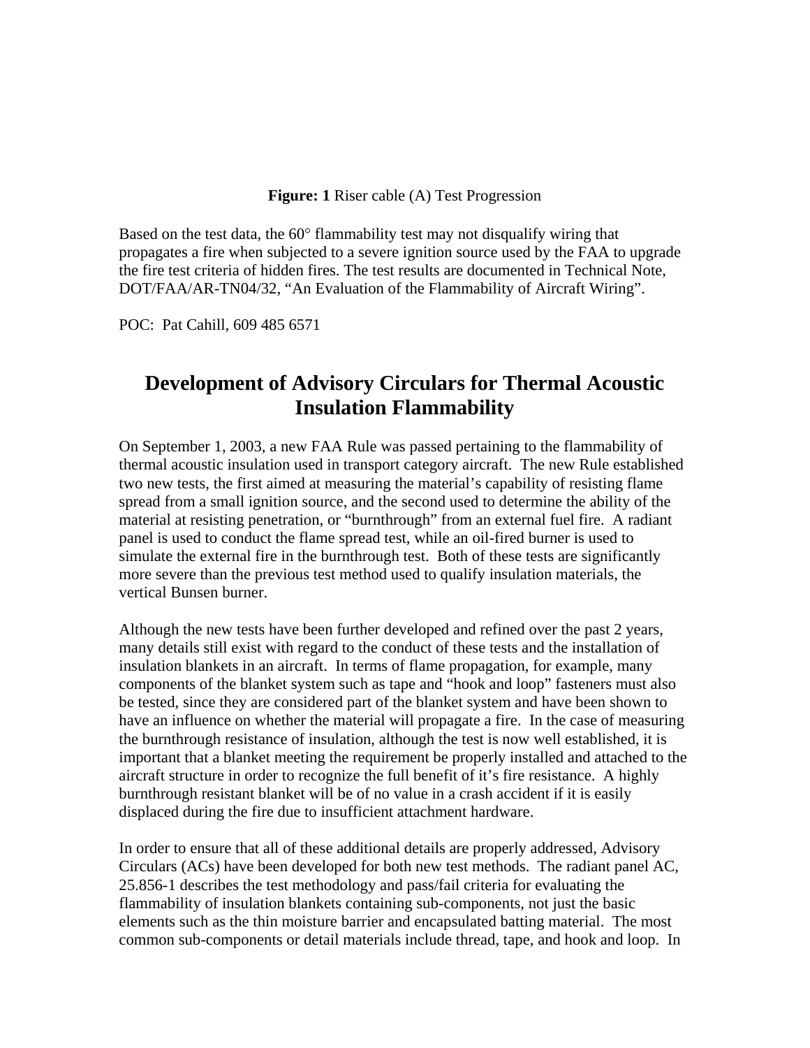**Figure: 1** Riser cable (A) Test Progression

Based on the test data, the 60° flammability test may not disqualify wiring that propagates a fire when subjected to a severe ignition source used by the FAA to upgrade the fire test criteria of hidden fires. The test results are documented in Technical Note, DOT/FAA/AR-TN04/32, "An Evaluation of the Flammability of Aircraft Wiring".

POC: Pat Cahill, 609 485 6571

# Development of Advisory Circulars for Thermal Acoustic Insulation Flammability

On September 1, 2003, a new FAA Rule was passed pertaining to the flammability of thermal acoustic insulation used in transport category aircraft. The new Rule established two new tests, the first aimed at measuring the material's capability of resisting flame spread from a small ignition source, and the second used to determine the ability of the material at resisting penetration, or "burnthrough" from an external fuel fire. A radiant panel is used to conduct the flame spread test, while an oil-fired burner is used to simulate the external fire in the burnthrough test. Both of these tests are significantly more severe than the previous test method used to qualify insulation materials, the vertical Bunsen burner.

Although the new tests have been further developed and refined over the past 2 years, many details still exist with regard to the conduct of these tests and the installation of insulation blankets in an aircraft. In terms of flame propagation, for example, many components of the blanket system such as tape and "hook and loop" fasteners must also be tested, since they are considered part of the blanket system and have been shown to have an influence on whether the material will propagate a fire. In the case of measuring the burnthrough resistance of insulation, although the test is now well established, it is important that a blanket meeting the requirement be properly installed and attached to the aircraft structure in order to recognize the full benefit of it's fire resistance. A highly burnthrough resistant blanket will be of no value in a crash accident if it is easily displaced during the fire due to insufficient attachment hardware.

In order to ensure that all of these additional details are properly addressed, Advisory Circulars (ACs) have been developed for both new test methods. The radiant panel AC, 25.856-1 describes the test methodology and pass/fail criteria for evaluating the flammability of insulation blankets containing sub-components, not just the basic elements such as the thin moisture barrier and encapsulated batting material. The most common sub-components or detail materials include thread, tape, and hook and loop. In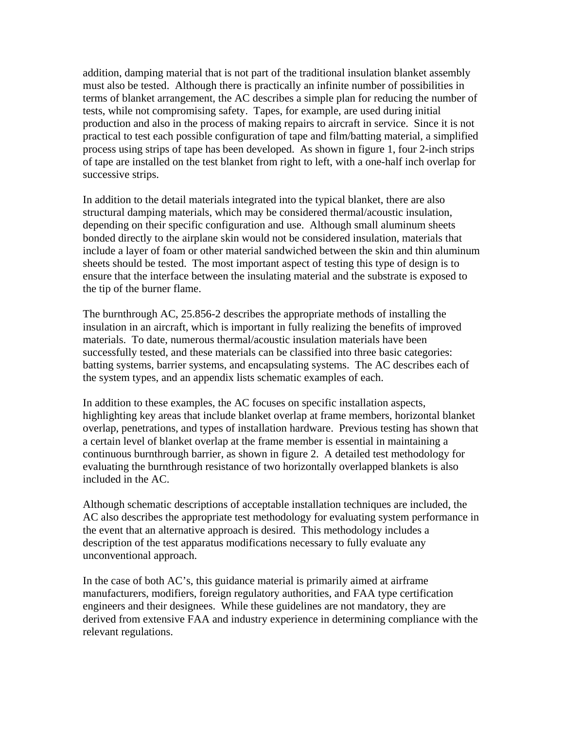addition, damping material that is not part of the traditional insulation blanket assembly must also be tested. Although there is practically an infinite number of possibilities in terms of blanket arrangement, the AC describes a simple plan for reducing the number of tests, while not compromising safety. Tapes, for example, are used during initial production and also in the process of making repairs to aircraft in service. Since it is not practical to test each possible configuration of tape and film/batting material, a simplified process using strips of tape has been developed. As shown in figure 1, four 2-inch strips of tape are installed on the test blanket from right to left, with a one-half inch overlap for successive strips.

In addition to the detail materials integrated into the typical blanket, there are also structural damping materials, which may be considered thermal/acoustic insulation, depending on their specific configuration and use. Although small aluminum sheets bonded directly to the airplane skin would not be considered insulation, materials that include a layer of foam or other material sandwiched between the skin and thin aluminum sheets should be tested. The most important aspect of testing this type of design is to ensure that the interface between the insulating material and the substrate is exposed to the tip of the burner flame.

The burnthrough AC, 25.856-2 describes the appropriate methods of installing the insulation in an aircraft, which is important in fully realizing the benefits of improved materials. To date, numerous thermal/acoustic insulation materials have been successfully tested, and these materials can be classified into three basic categories: batting systems, barrier systems, and encapsulating systems. The AC describes each of the system types, and an appendix lists schematic examples of each.

In addition to these examples, the AC focuses on specific installation aspects, highlighting key areas that include blanket overlap at frame members, horizontal blanket overlap, penetrations, and types of installation hardware. Previous testing has shown that a certain level of blanket overlap at the frame member is essential in maintaining a continuous burnthrough barrier, as shown in figure 2. A detailed test methodology for evaluating the burnthrough resistance of two horizontally overlapped blankets is also included in the AC.

Although schematic descriptions of acceptable installation techniques are included, the AC also describes the appropriate test methodology for evaluating system performance in the event that an alternative approach is desired. This methodology includes a description of the test apparatus modifications necessary to fully evaluate any unconventional approach.

In the case of both AC's, this guidance material is primarily aimed at airframe manufacturers, modifiers, foreign regulatory authorities, and FAA type certification engineers and their designees. While these guidelines are not mandatory, they are derived from extensive FAA and industry experience in determining compliance with the relevant regulations.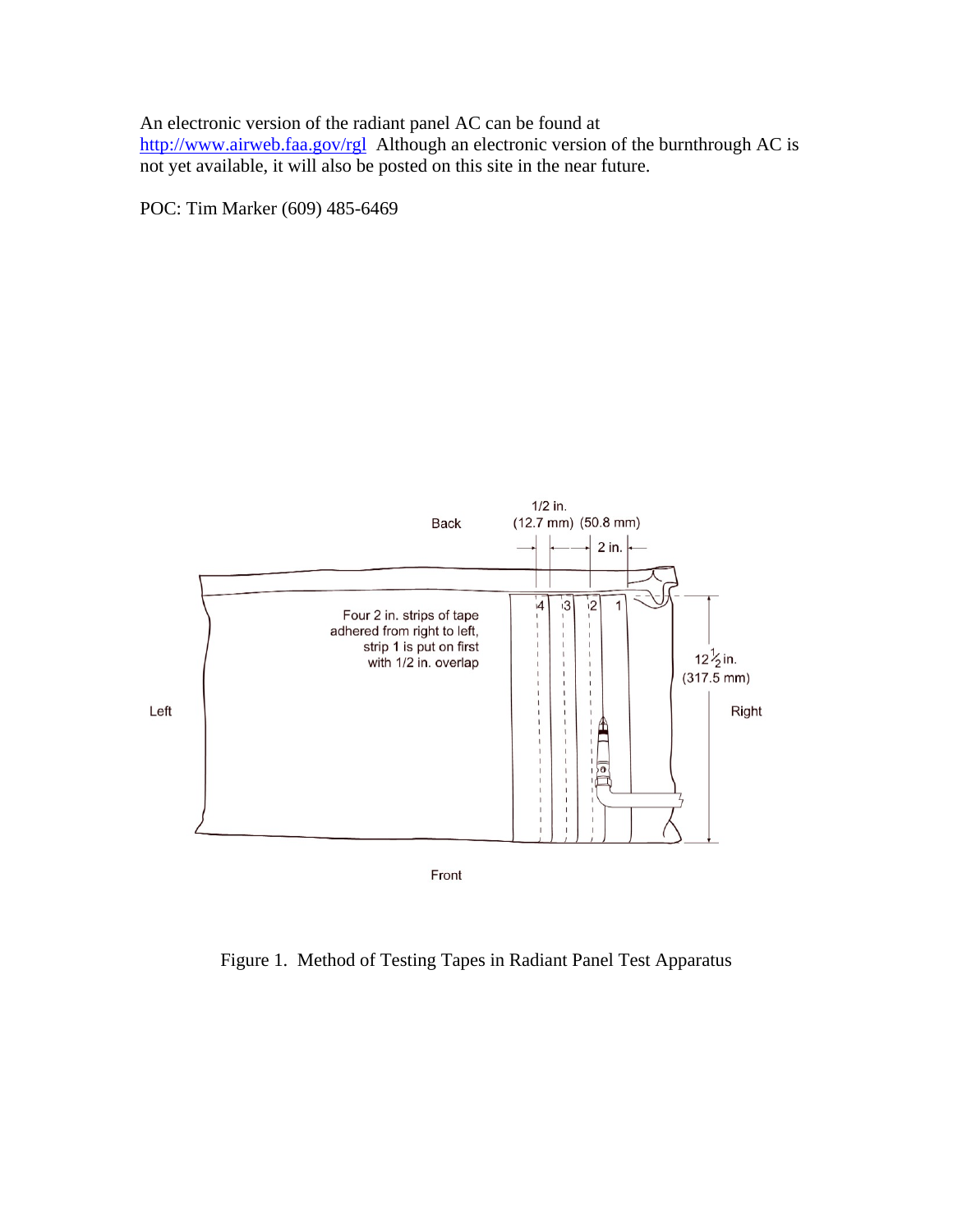An electronic version of the radiant panel AC can be found at [http://www.airweb.faa.gov/rgl](http://www.airweb.faa.gov/rgl) Although an electronic version of the burnthrough AC is not yet available, it will also be posted on this site in the near future.

POC: Tim Marker (609) 485-6469

Figure 1. Method of Testing Tapes in Radiant Panel Test Apparatus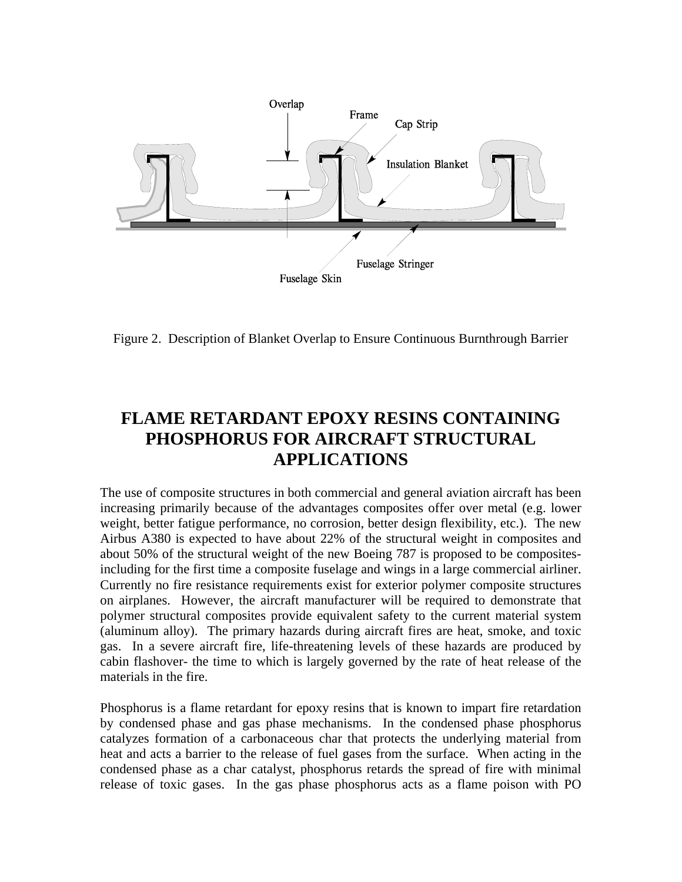Figure 2. Description of Blanket Overlap to Ensure Continuous Burnthrough Barrier

# FLAME RETARDANT EPOXY RESINS CONTAINING PHOSPHORUS FOR AIRCRAFT STRUCTURAL APPLICATIONS

The use of composite structures in both commercial and general aviation aircraft has been increasing primarily because of the advantages composites offer over metal (e.g. lower weight, better fatigue performance, no corrosion, better design flexibility, etc.). The new Airbus A380 is expected to have about 22% of the structural weight in composites and about 50% of the structural weight of the new Boeing 787 is proposed to be composites- including for the first time a composite fuselage and wings in a large commercial airliner. Currently no fire resistance requirements exist for exterior polymer composite structures on airplanes. However, the aircraft manufacturer will be required to demonstrate that polymer structural composites provide equivalent safety to the current material system (aluminum alloy). The primary hazards during aircraft fires are heat, smoke, and toxic gas. In a severe aircraft fire, life-threatening levels of these hazards are produced by cabin flashover- the time to which is largely governed by the rate of heat release of the materials in the fire.

Phosphorus is a flame retardant for epoxy resins that is known to impart fire retardation by condensed phase and gas phase mechanisms. In the condensed phase phosphorus catalyzes formation of a carbonaceous char that protects the underlying material from heat and acts a barrier to the release of fuel gases from the surface. When acting in the condensed phase as a char catalyst, phosphorus retards the spread of fire with minimal release of toxic gases. In the gas phase phosphorus acts as a flame poison with PO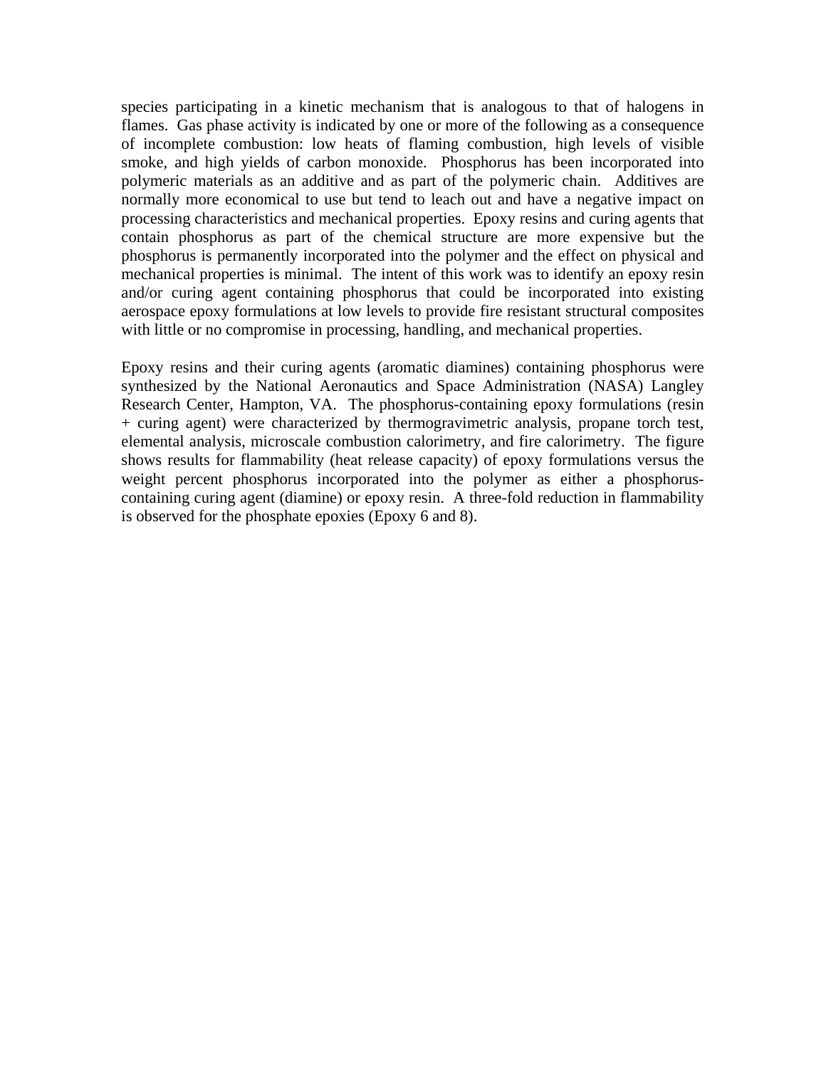species participating in a kinetic mechanism that is analogous to that of halogens in flames. Gas phase activity is indicated by one or more of the following as a consequence of incomplete combustion: low heats of flaming combustion, high levels of visible smoke, and high yields of carbon monoxide. Phosphorus has been incorporated into polymeric materials as an additive and as part of the polymeric chain. Additives are normally more economical to use but tend to leach out and have a negative impact on processing characteristics and mechanical properties. Epoxy resins and curing agents that contain phosphorus as part of the chemical structure are more expensive but the phosphorus is permanently incorporated into the polymer and the effect on physical and mechanical properties is minimal. The intent of this work was to identify an epoxy resin and/or curing agent containing phosphorus that could be incorporated into existing aerospace epoxy formulations at low levels to provide fire resistant structural composites with little or no compromise in processing, handling, and mechanical properties.

Epoxy resins and their curing agents (aromatic diamines) containing phosphorus were synthesized by the National Aeronautics and Space Administration (NASA) Langley Research Center, Hampton, VA. The phosphorus-containing epoxy formulations (resin + curing agent) were characterized by thermogravimetric analysis, propane torch test, elemental analysis, microscale combustion calorimetry, and fire calorimetry. The figure shows results for flammability (heat release capacity) of epoxy formulations versus the weight percent phosphorus incorporated into the polymer as either a phosphorus-containing curing agent (diamine) or epoxy resin. A three-fold reduction in flammability is observed for the phosphate epoxies (Epoxy 6 and 8).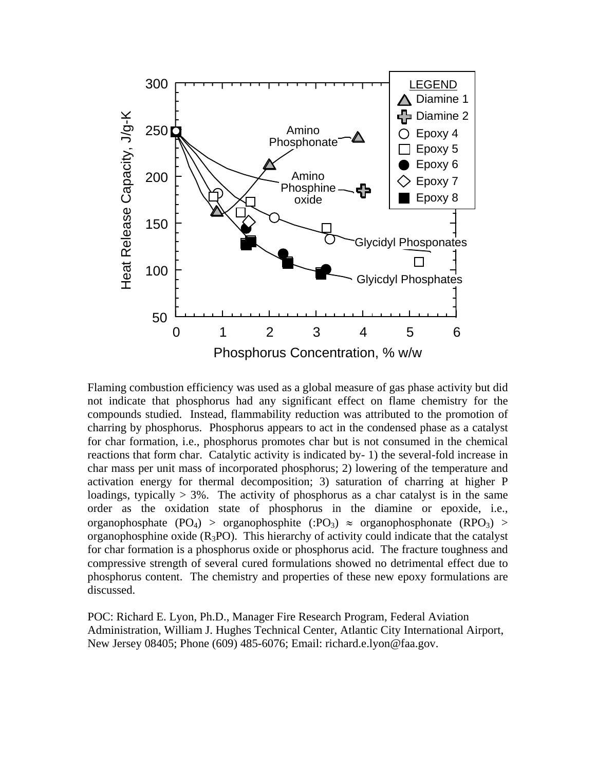Flaming combustion efficiency was used as a global measure of gas phase activity but did not indicate that phosphorus had any significant effect on flame chemistry for the compounds studied. Instead, flammability reduction was attributed to the promotion of charring by phosphorus. Phosphorus appears to act in the condensed phase as a catalyst for char formation, i.e., phosphorus promotes char but is not consumed in the chemical reactions that form char. Catalytic activity is indicated by- 1) the several-fold increase in char mass per unit mass of incorporated phosphorus; 2) lowering of the temperature and activation energy for thermal decomposition; 3) saturation of charring at higher P loadings, typically > 3%. The activity of phosphorus as a char catalyst is in the same order as the oxidation state of phosphorus in the diamine or epoxide, i.e., organophosphate ($PO_4$) > organophosphite ($:PO_3$) $\approx$ organophosphonate ($RPO_3$) > organophosphine oxide ($R_3PO$). This hierarchy of activity could indicate that the catalyst for char formation is a phosphorus oxide or phosphorus acid. The fracture toughness and compressive strength of several cured formulations showed no detrimental effect due to phosphorus content. The chemistry and properties of these new epoxy formulations are discussed.

POC: Richard E. Lyon, Ph.D., Manager Fire Research Program, Federal Aviation Administration, William J. Hughes Technical Center, Atlantic City International Airport, New Jersey 08405; Phone (609) 485-6076; Email: richard.e.lyon@faa.gov.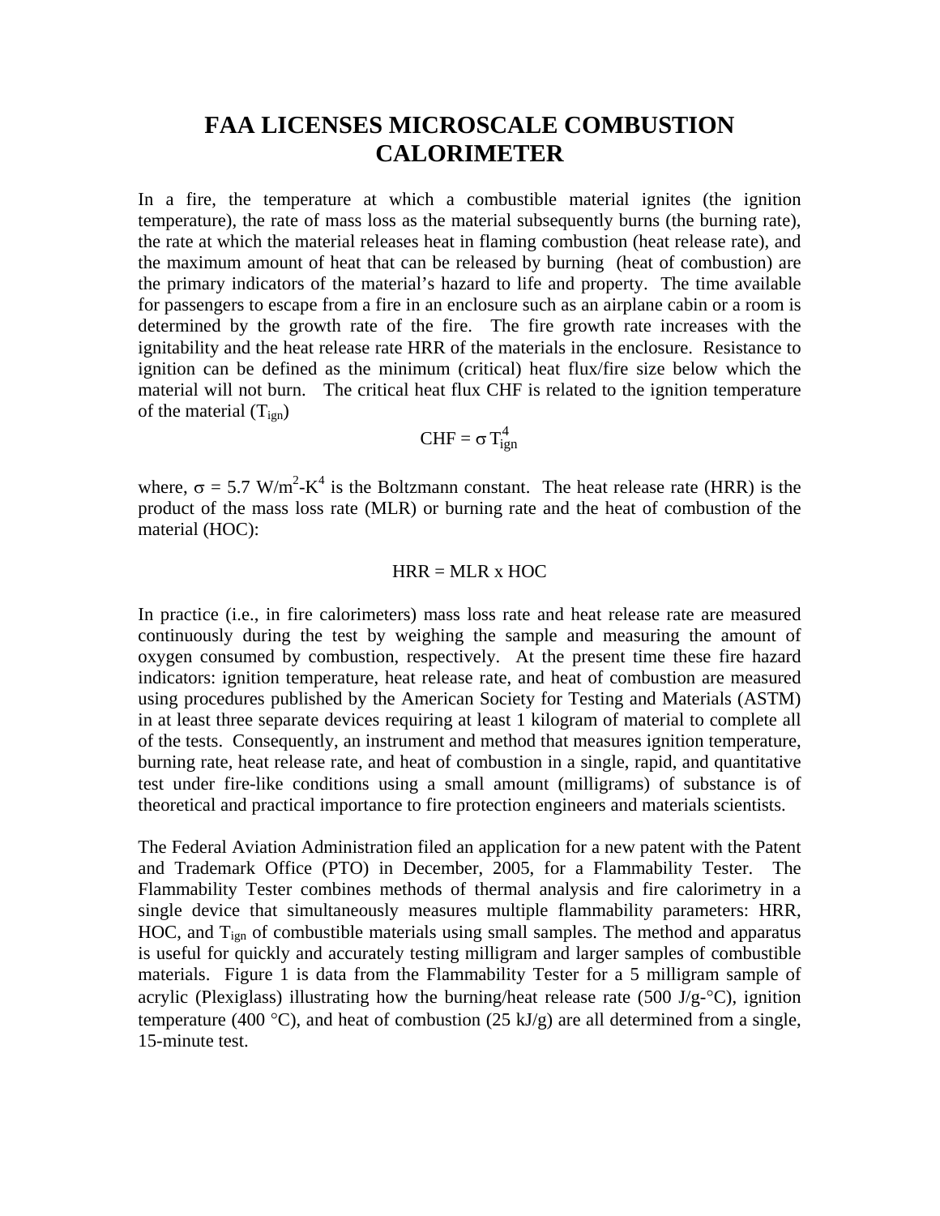# FAA LICENSES MICROSCALE COMBUSTION CALORIMETER

In a fire, the temperature at which a combustible material ignites (the ignition temperature), the rate of mass loss as the material subsequently burns (the burning rate), the rate at which the material releases heat in flaming combustion (heat release rate), and the maximum amount of heat that can be released by burning (heat of combustion) are the primary indicators of the material's hazard to life and property. The time available for passengers to escape from a fire in an enclosure such as an airplane cabin or a room is determined by the growth rate of the fire. The fire growth rate increases with the ignitability and the heat release rate HRR of the materials in the enclosure. Resistance to ignition can be defined as the minimum (critical) heat flux/fire size below which the material will not burn. The critical heat flux CHF is related to the ignition temperature of the material ($T_{ign}$)

$$CHF = \sigma T_{ign}^4$$

where, $\sigma$ = 5.7 W/m$^2$-K$^4$ is the Boltzmann constant. The heat release rate (HRR) is the product of the mass loss rate (MLR) or burning rate and the heat of combustion of the material (HOC):

$$HRR = MLR \times HOC$$

In practice (i.e., in fire calorimeters) mass loss rate and heat release rate are measured continuously during the test by weighing the sample and measuring the amount of oxygen consumed by combustion, respectively. At the present time these fire hazard indicators: ignition temperature, heat release rate, and heat of combustion are measured using procedures published by the American Society for Testing and Materials (ASTM) in at least three separate devices requiring at least 1 kilogram of material to complete all of the tests. Consequently, an instrument and method that measures ignition temperature, burning rate, heat release rate, and heat of combustion in a single, rapid, and quantitative test under fire-like conditions using a small amount (milligrams) of substance is of theoretical and practical importance to fire protection engineers and materials scientists.

The Federal Aviation Administration filed an application for a new patent with the Patent and Trademark Office (PTO) in December, 2005, for a Flammability Tester. The Flammability Tester combines methods of thermal analysis and fire calorimetry in a single device that simultaneously measures multiple flammability parameters: HRR, HOC, and $T_{ign}$ of combustible materials using small samples. The method and apparatus is useful for quickly and accurately testing milligram and larger samples of combustible materials. Figure 1 is data from the Flammability Tester for a 5 milligram sample of acrylic (Plexiglass) illustrating how the burning/heat release rate (500 J/g-°C), ignition temperature (400 °C), and heat of combustion (25 kJ/g) are all determined from a single, 15-minute test.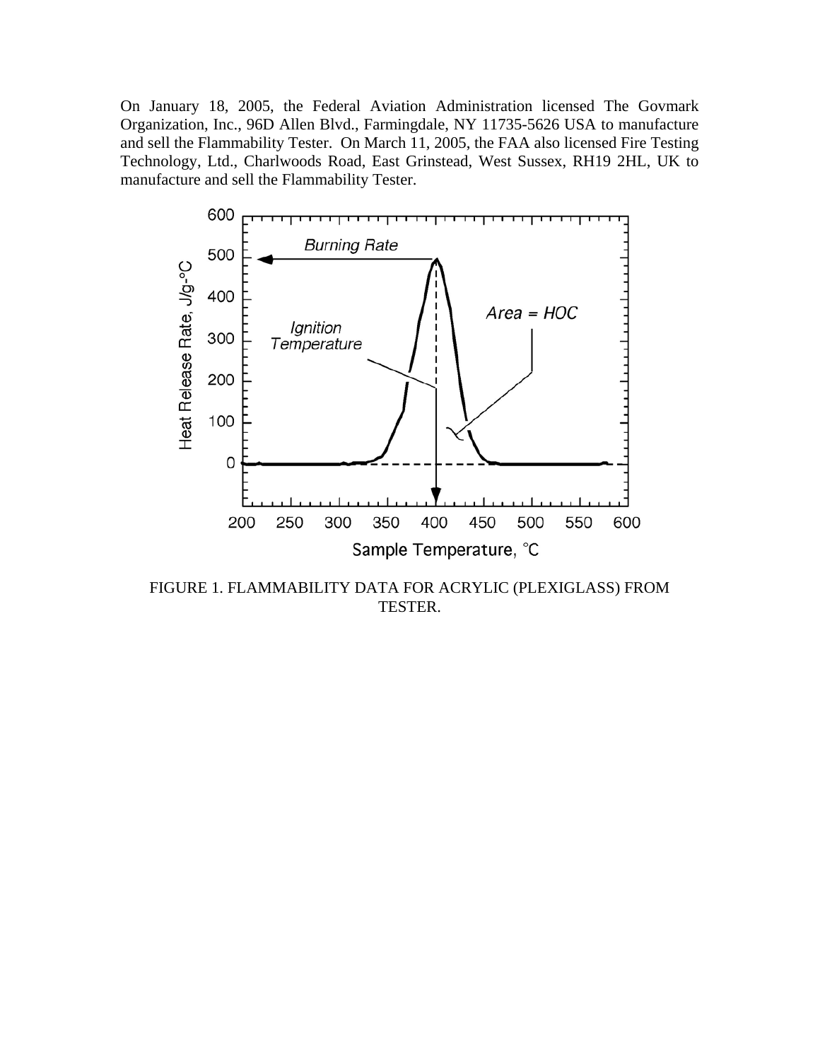On January 18, 2005, the Federal Aviation Administration licensed The Govmark Organization, Inc., 96D Allen Blvd., Farmingdale, NY 11735-5626 USA to manufacture and sell the Flammability Tester. On March 11, 2005, the FAA also licensed Fire Testing Technology, Ltd., Charlwoods Road, East Grinstead, West Sussex, RH19 2HL, UK to manufacture and sell the Flammability Tester.

FIGURE 1. FLAMMABILITY DATA FOR ACRYLIC (PLEXIGLASS) FROM TESTER.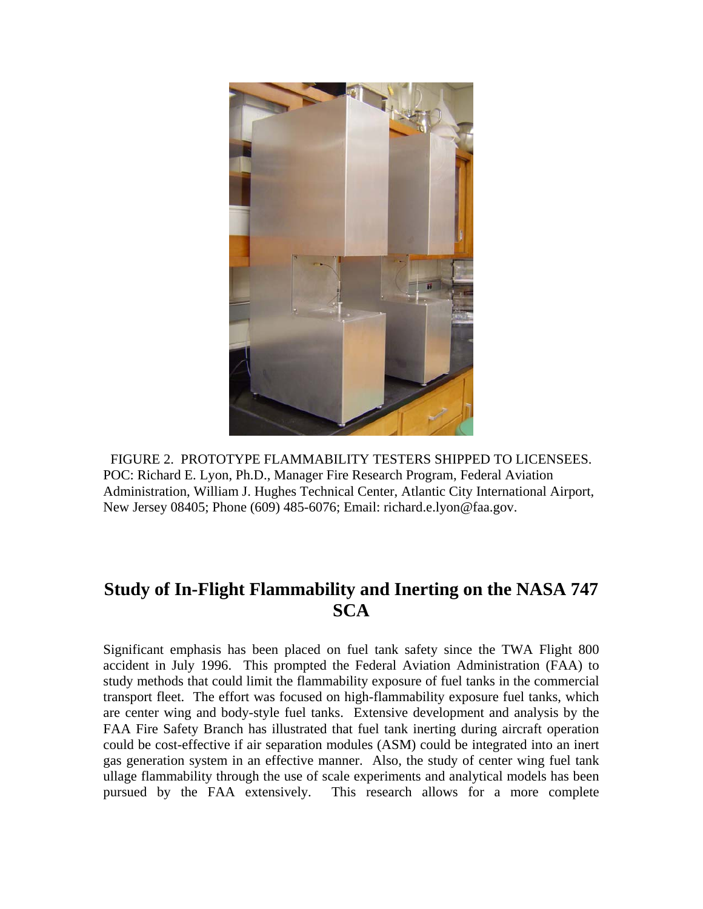FIGURE 2. PROTOTYPE FLAMMABILITY TESTERS SHIPPED TO LICENSEES. POC: Richard E. Lyon, Ph.D., Manager Fire Research Program, Federal Aviation Administration, William J. Hughes Technical Center, Atlantic City International Airport, New Jersey 08405; Phone (609) 485-6076; Email: richard.e.lyon@faa.gov.

## Study of In-Flight Flammability and Inerting on the NASA 747 SCA

Significant emphasis has been placed on fuel tank safety since the TWA Flight 800 accident in July 1996. This prompted the Federal Aviation Administration (FAA) to study methods that could limit the flammability exposure of fuel tanks in the commercial transport fleet. The effort was focused on high-flammability exposure fuel tanks, which are center wing and body-style fuel tanks. Extensive development and analysis by the FAA Fire Safety Branch has illustrated that fuel tank inerting during aircraft operation could be cost-effective if air separation modules (ASM) could be integrated into an inert gas generation system in an effective manner. Also, the study of center wing fuel tank ullage flammability through the use of scale experiments and analytical models has been pursued by the FAA extensively. This research allows for a more complete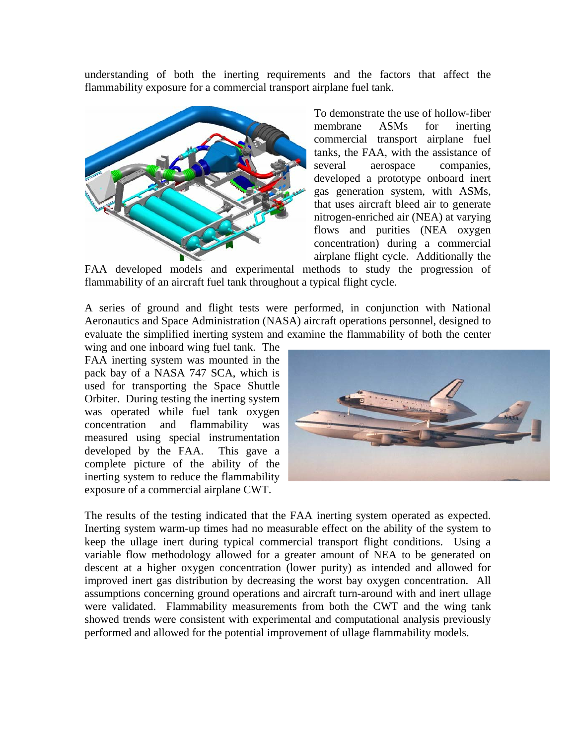understanding of both the inerting requirements and the factors that affect the flammability exposure for a commercial transport airplane fuel tank.

To demonstrate the use of hollow-fiber membrane ASMs for inerting commercial transport airplane fuel tanks, the FAA, with the assistance of several aerospace companies, developed a prototype onboard inert gas generation system, with ASMs, that uses aircraft bleed air to generate nitrogen-enriched air (NEA) at varying flows and purities (NEA oxygen concentration) during a commercial airplane flight cycle. Additionally the FAA developed models and experimental methods to study the progression of flammability of an aircraft fuel tank throughout a typical flight cycle.

A series of ground and flight tests were performed, in conjunction with National Aeronautics and Space Administration (NASA) aircraft operations personnel, designed to evaluate the simplified inerting system and examine the flammability of both the center wing and one inboard wing fuel tank. The FAA inerting system was mounted in the pack bay of a NASA 747 SCA, which is used for transporting the Space Shuttle Orbiter. During testing the inerting system was operated while fuel tank oxygen concentration and flammability was measured using special instrumentation developed by the FAA. This gave a complete picture of the ability of the inerting system to reduce the flammability exposure of a commercial airplane CWT.

The results of the testing indicated that the FAA inerting system operated as expected. Inerting system warm-up times had no measurable effect on the ability of the system to keep the ullage inert during typical commercial transport flight conditions. Using a variable flow methodology allowed for a greater amount of NEA to be generated on descent at a higher oxygen concentration (lower purity) as intended and allowed for improved inert gas distribution by decreasing the worst bay oxygen concentration. All assumptions concerning ground operations and aircraft turn-around with and inert ullage were validated. Flammability measurements from both the CWT and the wing tank showed trends were consistent with experimental and computational analysis previously performed and allowed for the potential improvement of ullage flammability models.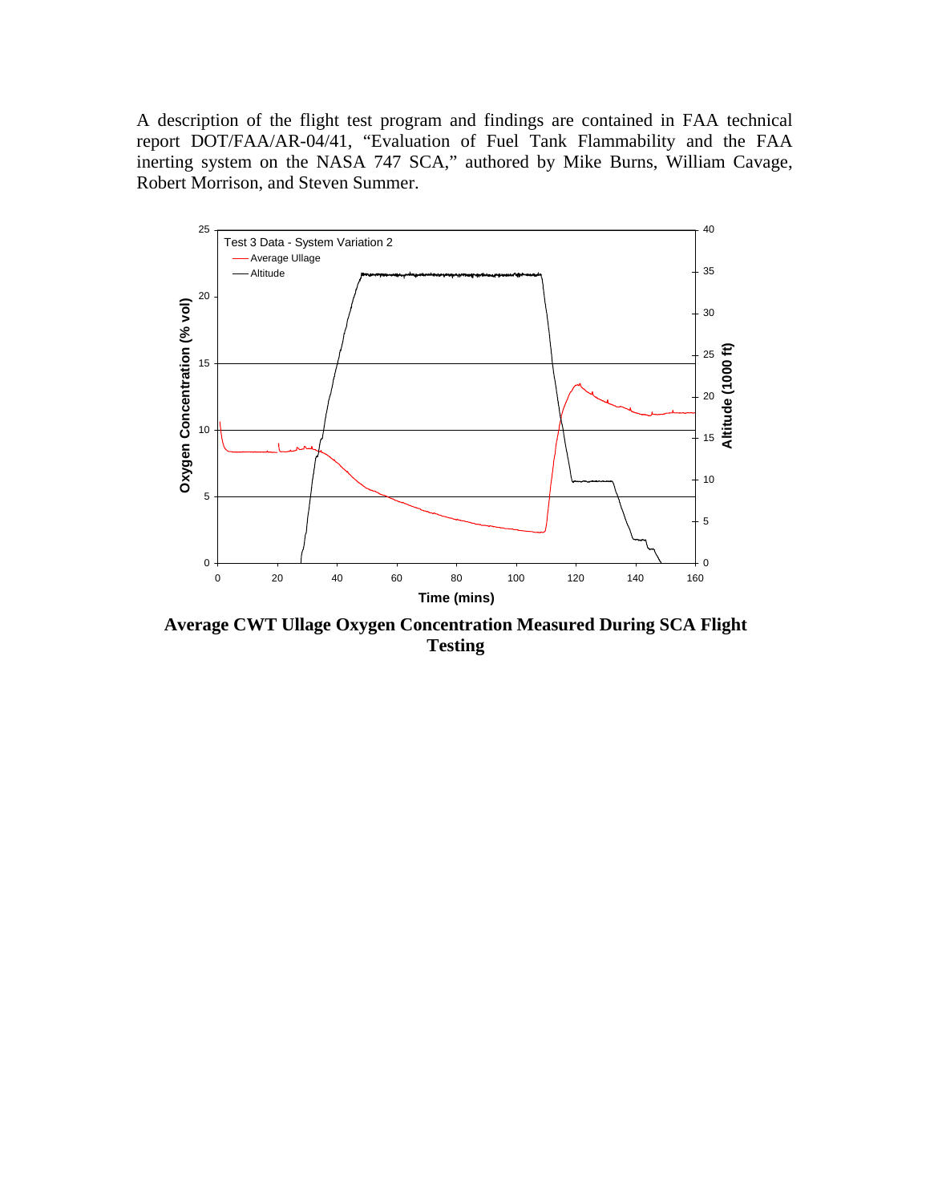A description of the flight test program and findings are contained in FAA technical report DOT/FAA/AR-04/41, "Evaluation of Fuel Tank Flammability and the FAA inerting system on the NASA 747 SCA," authored by Mike Burns, William Cavage, Robert Morrison, and Steven Summer.

**Average CWT Ullage Oxygen Concentration Measured During SCA Flight Testing**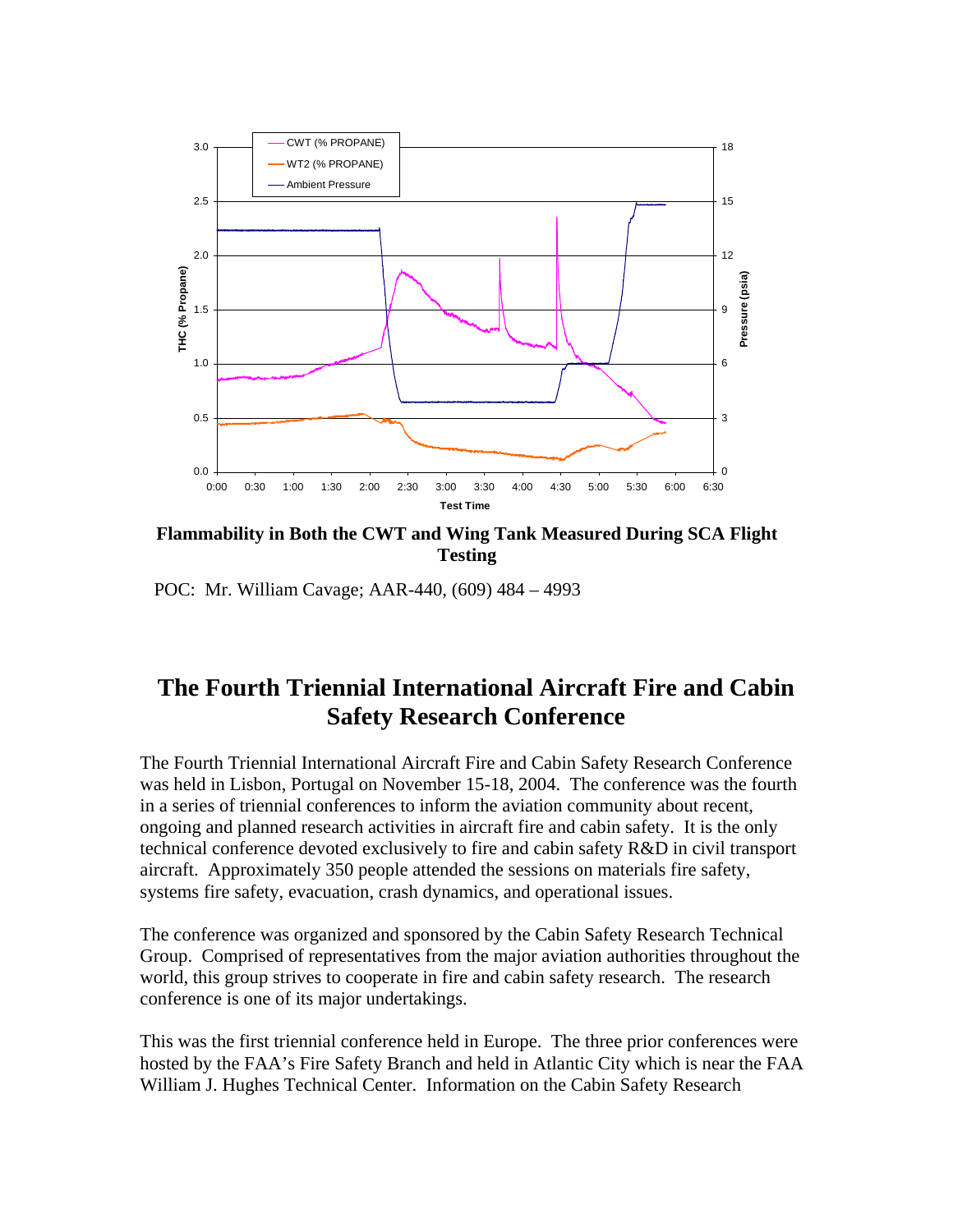**Flammability in Both the CWT and Wing Tank Measured During SCA Flight Testing**

POC: Mr. William Cavage; AAR-440, (609) 484 – 4993

# The Fourth Triennial International Aircraft Fire and Cabin Safety Research Conference

The Fourth Triennial International Aircraft Fire and Cabin Safety Research Conference was held in Lisbon, Portugal on November 15-18, 2004. The conference was the fourth in a series of triennial conferences to inform the aviation community about recent, ongoing and planned research activities in aircraft fire and cabin safety. It is the only technical conference devoted exclusively to fire and cabin safety R&D in civil transport aircraft. Approximately 350 people attended the sessions on materials fire safety, systems fire safety, evacuation, crash dynamics, and operational issues.

The conference was organized and sponsored by the Cabin Safety Research Technical Group. Comprised of representatives from the major aviation authorities throughout the world, this group strives to cooperate in fire and cabin safety research. The research conference is one of its major undertakings.

This was the first triennial conference held in Europe. The three prior conferences were hosted by the FAA's Fire Safety Branch and held in Atlantic City which is near the FAA William J. Hughes Technical Center. Information on the Cabin Safety Research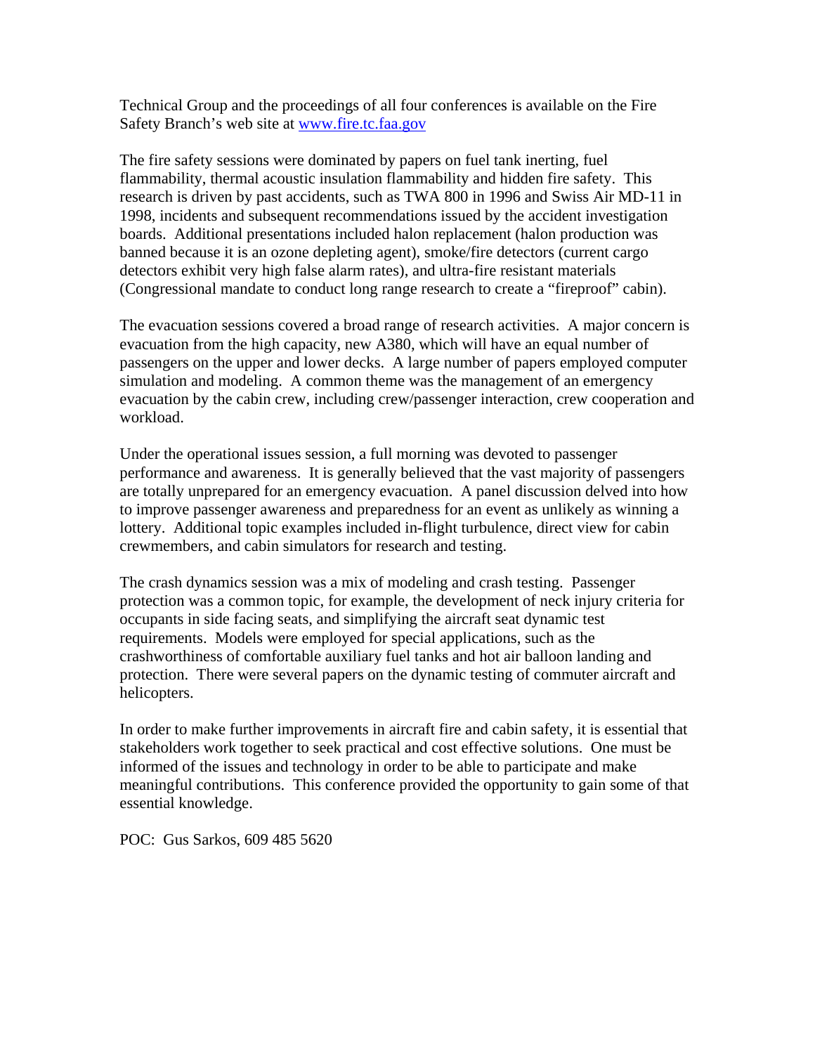Technical Group and the proceedings of all four conferences is available on the Fire Safety Branch's web site at www.fire.tc.faa.gov

The fire safety sessions were dominated by papers on fuel tank inerting, fuel flammability, thermal acoustic insulation flammability and hidden fire safety. This research is driven by past accidents, such as TWA 800 in 1996 and Swiss Air MD-11 in 1998, incidents and subsequent recommendations issued by the accident investigation boards. Additional presentations included halon replacement (halon production was banned because it is an ozone depleting agent), smoke/fire detectors (current cargo detectors exhibit very high false alarm rates), and ultra-fire resistant materials (Congressional mandate to conduct long range research to create a "fireproof" cabin).

The evacuation sessions covered a broad range of research activities. A major concern is evacuation from the high capacity, new A380, which will have an equal number of passengers on the upper and lower decks. A large number of papers employed computer simulation and modeling. A common theme was the management of an emergency evacuation by the cabin crew, including crew/passenger interaction, crew cooperation and workload.

Under the operational issues session, a full morning was devoted to passenger performance and awareness. It is generally believed that the vast majority of passengers are totally unprepared for an emergency evacuation. A panel discussion delved into how to improve passenger awareness and preparedness for an event as unlikely as winning a lottery. Additional topic examples included in-flight turbulence, direct view for cabin crewmembers, and cabin simulators for research and testing.

The crash dynamics session was a mix of modeling and crash testing. Passenger protection was a common topic, for example, the development of neck injury criteria for occupants in side facing seats, and simplifying the aircraft seat dynamic test requirements. Models were employed for special applications, such as the crashworthiness of comfortable auxiliary fuel tanks and hot air balloon landing and protection. There were several papers on the dynamic testing of commuter aircraft and helicopters.

In order to make further improvements in aircraft fire and cabin safety, it is essential that stakeholders work together to seek practical and cost effective solutions. One must be informed of the issues and technology in order to be able to participate and make meaningful contributions. This conference provided the opportunity to gain some of that essential knowledge.

POC: Gus Sarkos, 609 485 5620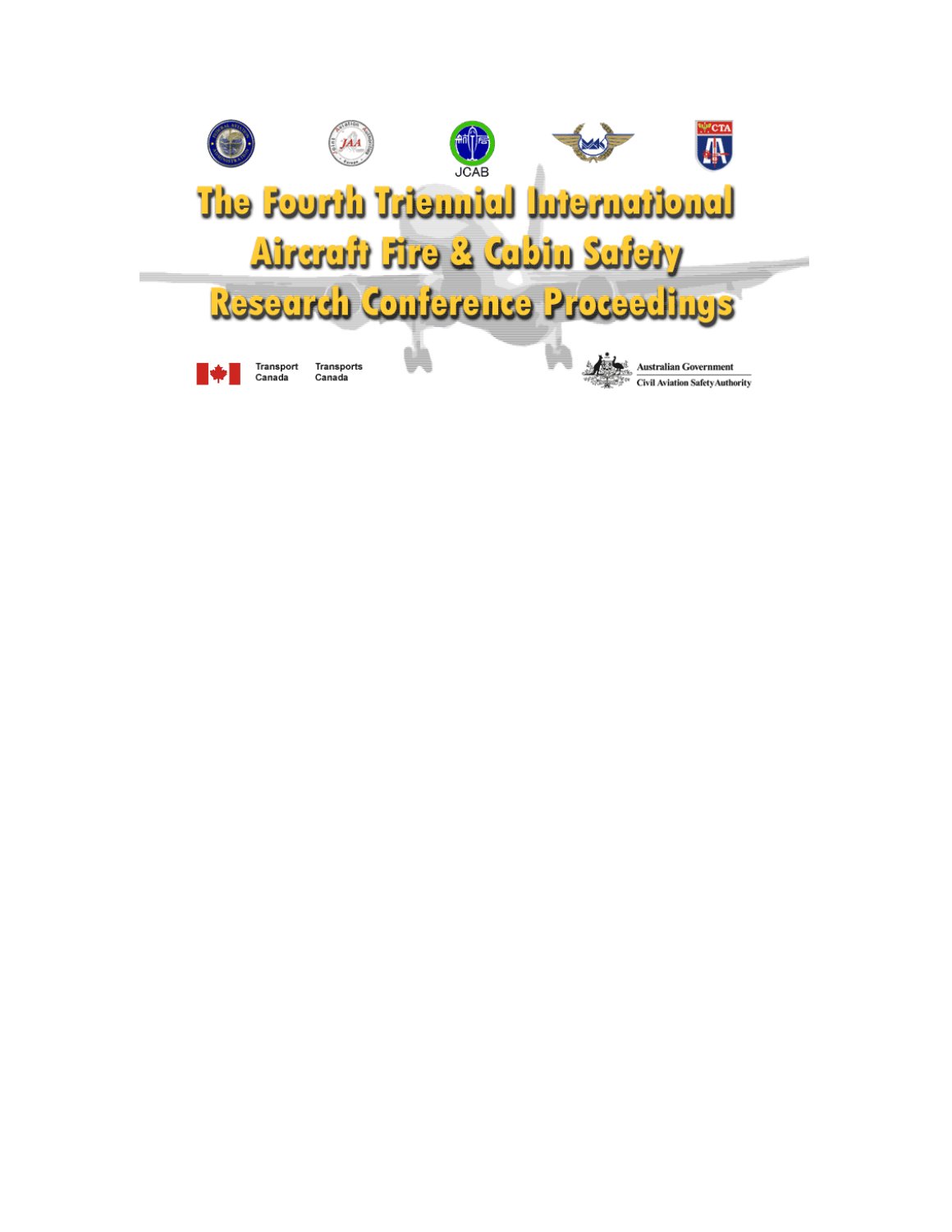# The Fourth Triennial International Aircraft Fire & Cabin Safety Research Conference Proceedings

JCAB

Transport Canada Transports Canada

Australian Government
Civil Aviation Safety Authority